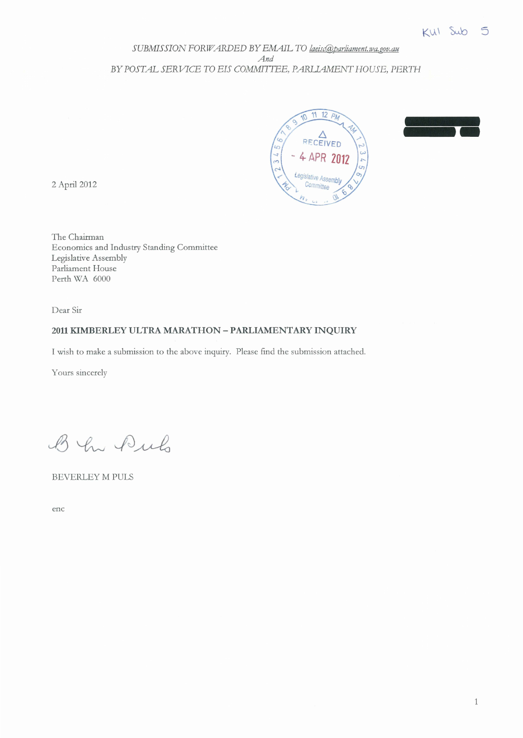KUI Sub 5

*SUBMISSION FORWARDED BY EMAIL TO laeisc@parliament.wa.gov.au*
*And*
*BY POSTAL SERVICE TO EIS COMMITTEE, PARLIAMENT HOUSE, PERTH*

RECEIVED
- 4 APR 2012
Legislative Assembly Committee

2 April 2012

The Chairman
Economics and Industry Standing Committee
Legislative Assembly
Parliament House
Perth WA 6000

Dear Sir

**2011 KIMBERLEY ULTRA MARATHON – PARLIAMENTARY INQUIRY**

I wish to make a submission to the above inquiry. Please find the submission attached.

Yours sincerely

BEVERLEY M PULS

enc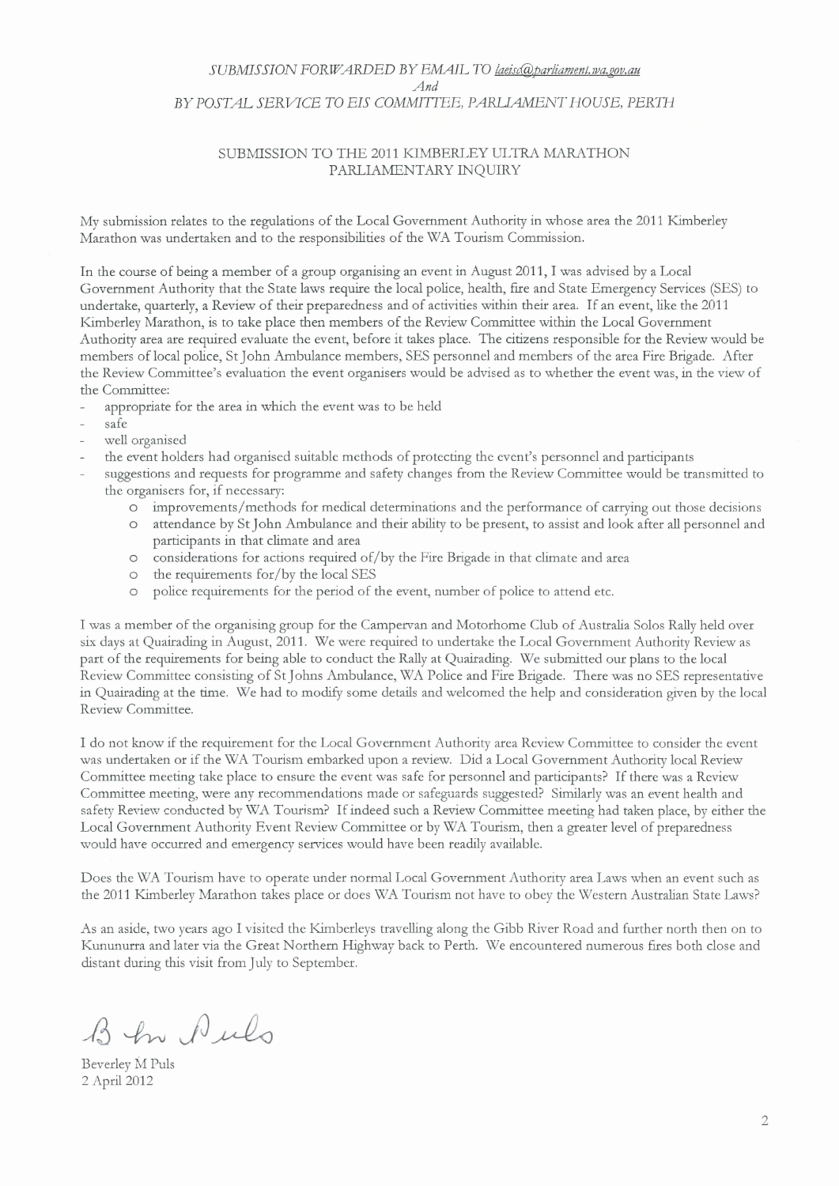*SUBMISSION FORWARDED BY EMAIL TO laeisc@parliament.wa.gov.au*
*And*
*BY POSTAL SERVICE TO EIS COMMITTEE, PARLIAMENT HOUSE, PERTH*

SUBMISSION TO THE 2011 KIMBERLEY ULTRA MARATHON PARLIAMENTARY INQUIRY

My submission relates to the regulations of the Local Government Authority in whose area the 2011 Kimberley Marathon was undertaken and to the responsibilities of the WA Tourism Commission.

In the course of being a member of a group organising an event in August 2011, I was advised by a Local Government Authority that the State laws require the local police, health, fire and State Emergency Services (SES) to undertake, quarterly, a Review of their preparedness and of activities within their area. If an event, like the 2011 Kimberley Marathon, is to take place then members of the Review Committee within the Local Government Authority area are required evaluate the event, before it takes place. The citizens responsible for the Review would be members of local police, St John Ambulance members, SES personnel and members of the area Fire Brigade. After the Review Committee's evaluation the event organisers would be advised as to whether the event was, in the view of the Committee:

- appropriate for the area in which the event was to be held
- safe
- well organised
- the event holders had organised suitable methods of protecting the event's personnel and participants
- suggestions and requests for programme and safety changes from the Review Committee would be transmitted to the organisers for, if necessary:
  - improvements/methods for medical determinations and the performance of carrying out those decisions
  - attendance by St John Ambulance and their ability to be present, to assist and look after all personnel and participants in that climate and area
  - considerations for actions required of/by the Fire Brigade in that climate and area
  - the requirements for/by the local SES
  - police requirements for the period of the event, number of police to attend etc.

I was a member of the organising group for the Campervan and Motorhome Club of Australia Solos Rally held over six days at Quairading in August, 2011. We were required to undertake the Local Government Authority Review as part of the requirements for being able to conduct the Rally at Quairading. We submitted our plans to the local Review Committee consisting of St Johns Ambulance, WA Police and Fire Brigade. There was no SES representative in Quairading at the time. We had to modify some details and welcomed the help and consideration given by the local Review Committee.

I do not know if the requirement for the Local Government Authority area Review Committee to consider the event was undertaken or if the WA Tourism embarked upon a review. Did a Local Government Authority local Review Committee meeting take place to ensure the event was safe for personnel and participants? If there was a Review Committee meeting, were any recommendations made or safeguards suggested? Similarly was an event health and safety Review conducted by WA Tourism? If indeed such a Review Committee meeting had taken place, by either the Local Government Authority Event Review Committee or by WA Tourism, then a greater level of preparedness would have occurred and emergency services would have been readily available.

Does the WA Tourism have to operate under normal Local Government Authority area Laws when an event such as the 2011 Kimberley Marathon takes place or does WA Tourism not have to obey the Western Australian State Laws?

As an aside, two years ago I visited the Kimberleys travelling along the Gibb River Road and further north then on to Kununurra and later via the Great Northern Highway back to Perth. We encountered numerous fires both close and distant during this visit from July to September.

B M Puls

Beverley M Puls
2 April 2012